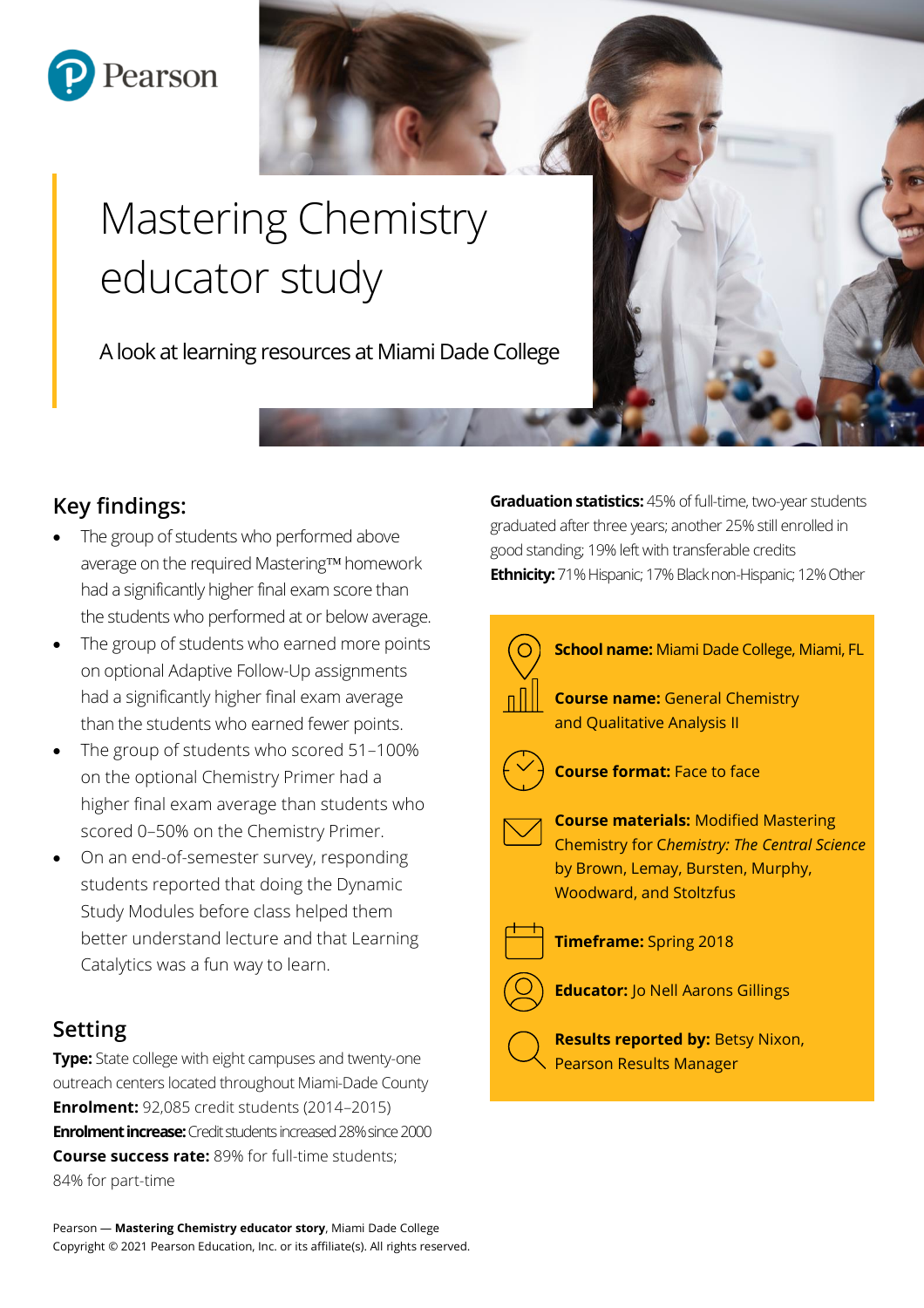# Mastering Chemistry educator study

A look at learning resources at Miami Dade College

## Key findings:

- The group of students who performed above average on the required Mastering™ homework had a significantly higher final exam score than the students who performed at or below average.
- The group of students who earned more points on optional Adaptive Follow-Up assignments had a significantly higher final exam average than the students who earned fewer points.
- The group of students who scored 51–100% on the optional Chemistry Primer had a higher final exam average than students who scored 0–50% on the Chemistry Primer.
- On an end-of-semester survey, responding students reported that doing the Dynamic Study Modules before class helped them better understand lecture and that Learning Catalytics was a fun way to learn.

## Setting

**Type:** State college with eight campuses and twenty-one outreach centers located throughout Miami-Dade County
**Enrolment:** 92,085 credit students (2014–2015)
**Enrolment increase:** Credit students increased 28% since 2000
**Course success rate:** 89% for full-time students; 84% for part-time
**Graduation statistics:** 45% of full-time, two-year students graduated after three years; another 25% still enrolled in good standing; 19% left with transferable credits
**Ethnicity:** 71% Hispanic; 17% Black non-Hispanic; 12% Other

**School name:** Miami Dade College, Miami, FL

**Course name:** General Chemistry and Qualitative Analysis II

**Course format:** Face to face

**Course materials:** Modified Mastering Chemistry for *Chemistry: The Central Science* by Brown, Lemay, Bursten, Murphy, Woodward, and Stoltzfus

**Timeframe:** Spring 2018

**Educator:** Jo Nell Aarons Gillings

**Results reported by:** Betsy Nixon, Pearson Results Manager

Pearson — **Mastering Chemistry educator story**, Miami Dade College
Copyright © 2021 Pearson Education, Inc. or its affiliate(s). All rights reserved.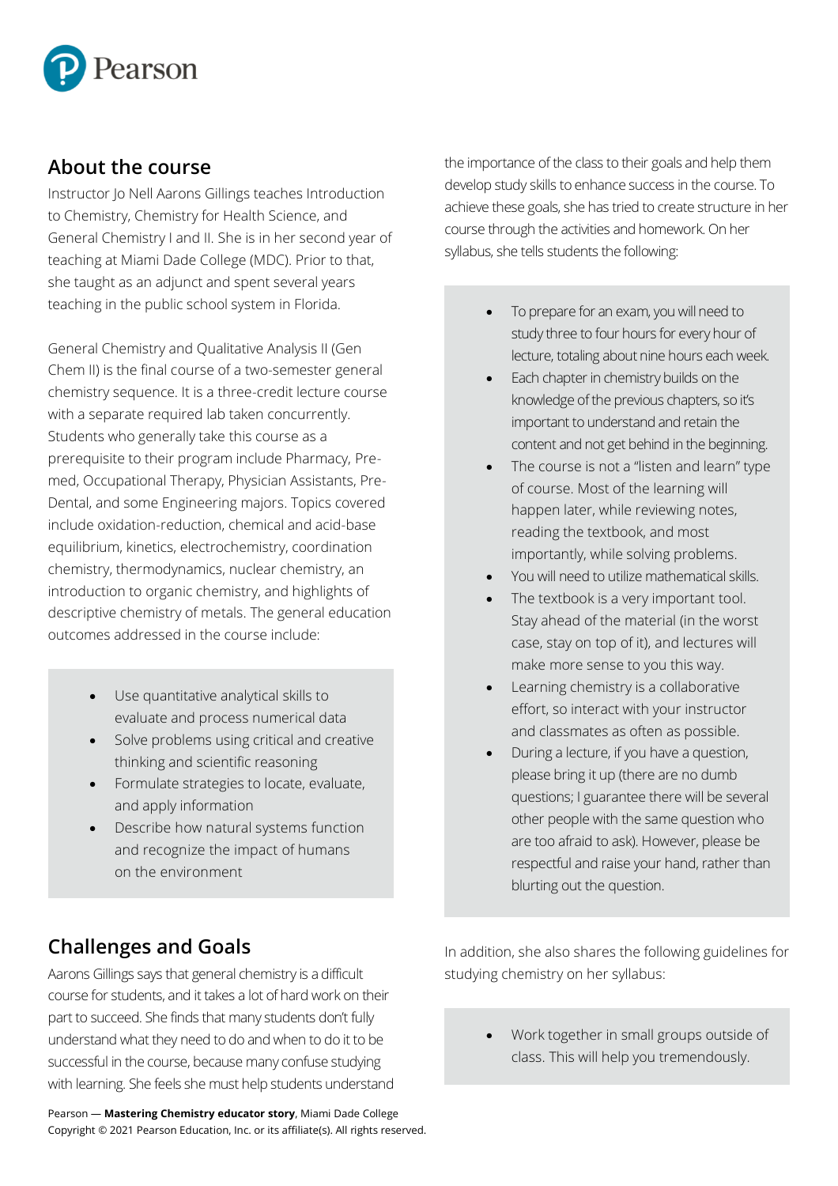## About the course

Instructor Jo Nell Aarons Gillings teaches Introduction to Chemistry, Chemistry for Health Science, and General Chemistry I and II. She is in her second year of teaching at Miami Dade College (MDC). Prior to that, she taught as an adjunct and spent several years teaching in the public school system in Florida.

General Chemistry and Qualitative Analysis II (Gen Chem II) is the final course of a two-semester general chemistry sequence. It is a three-credit lecture course with a separate required lab taken concurrently. Students who generally take this course as a prerequisite to their program include Pharmacy, Pre-med, Occupational Therapy, Physician Assistants, Pre-Dental, and some Engineering majors. Topics covered include oxidation-reduction, chemical and acid-base equilibrium, kinetics, electrochemistry, coordination chemistry, thermodynamics, nuclear chemistry, an introduction to organic chemistry, and highlights of descriptive chemistry of metals. The general education outcomes addressed in the course include:

- Use quantitative analytical skills to evaluate and process numerical data
- Solve problems using critical and creative thinking and scientific reasoning
- Formulate strategies to locate, evaluate, and apply information
- Describe how natural systems function and recognize the impact of humans on the environment

## Challenges and Goals

Aarons Gillings says that general chemistry is a difficult course for students, and it takes a lot of hard work on their part to succeed. She finds that many students don't fully understand what they need to do and when to do it to be successful in the course, because many confuse studying with learning. She feels she must help students understand the importance of the class to their goals and help them develop study skills to enhance success in the course. To achieve these goals, she has tried to create structure in her course through the activities and homework. On her syllabus, she tells students the following:

- To prepare for an exam, you will need to study three to four hours for every hour of lecture, totaling about nine hours each week.
- Each chapter in chemistry builds on the knowledge of the previous chapters, so it's important to understand and retain the content and not get behind in the beginning.
- The course is not a "listen and learn" type of course. Most of the learning will happen later, while reviewing notes, reading the textbook, and most importantly, while solving problems.
- You will need to utilize mathematical skills.
- The textbook is a very important tool. Stay ahead of the material (in the worst case, stay on top of it), and lectures will make more sense to you this way.
- Learning chemistry is a collaborative effort, so interact with your instructor and classmates as often as possible.
- During a lecture, if you have a question, please bring it up (there are no dumb questions; I guarantee there will be several other people with the same question who are too afraid to ask). However, please be respectful and raise your hand, rather than blurting out the question.

In addition, she also shares the following guidelines for studying chemistry on her syllabus:

- Work together in small groups outside of class. This will help you tremendously.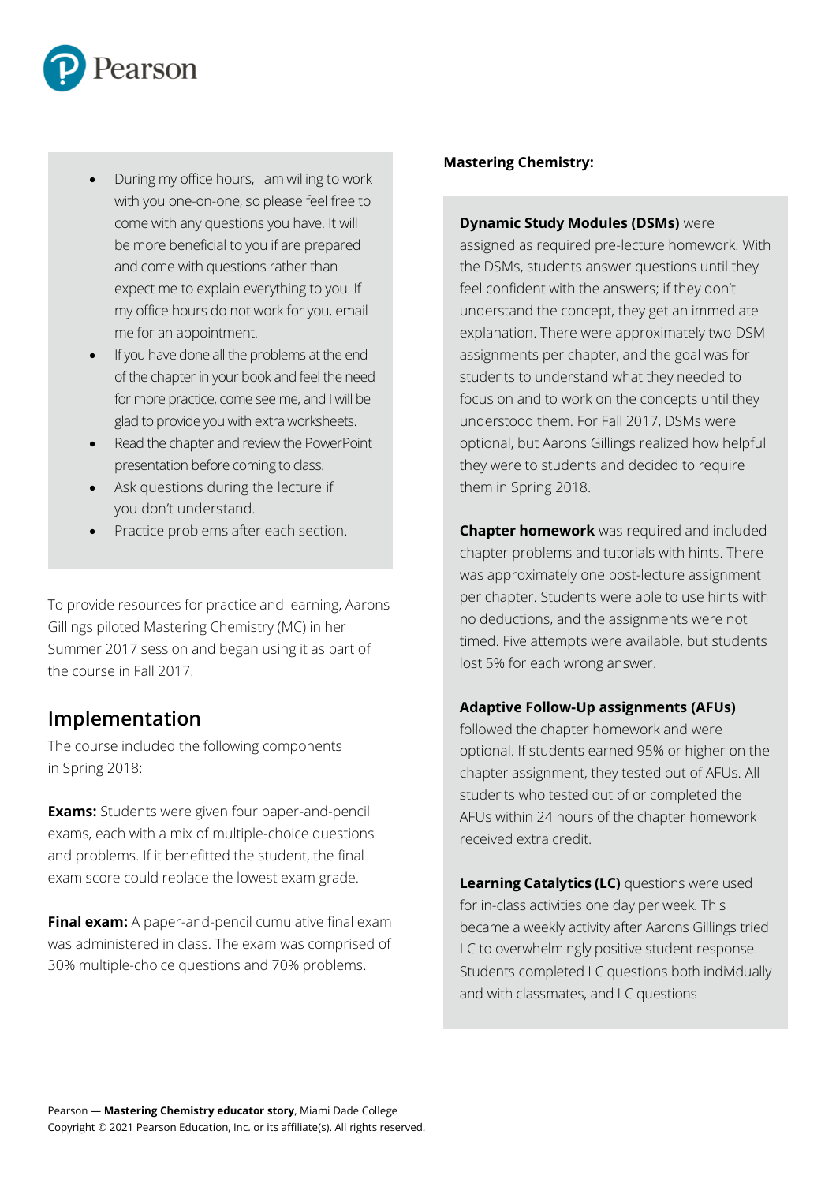- During my office hours, I am willing to work with you one-on-one, so please feel free to come with any questions you have. It will be more beneficial to you if are prepared and come with questions rather than expect me to explain everything to you. If my office hours do not work for you, email me for an appointment.
- If you have done all the problems at the end of the chapter in your book and feel the need for more practice, come see me, and I will be glad to provide you with extra worksheets.
- Read the chapter and review the PowerPoint presentation before coming to class.
- Ask questions during the lecture if you don't understand.
- Practice problems after each section.

To provide resources for practice and learning, Aarons Gillings piloted Mastering Chemistry (MC) in her Summer 2017 session and began using it as part of the course in Fall 2017.

## Implementation

The course included the following components in Spring 2018:

**Exams:** Students were given four paper-and-pencil exams, each with a mix of multiple-choice questions and problems. If it benefitted the student, the final exam score could replace the lowest exam grade.

**Final exam:** A paper-and-pencil cumulative final exam was administered in class. The exam was comprised of 30% multiple-choice questions and 70% problems.

**Mastering Chemistry:**

**Dynamic Study Modules (DSMs)** were assigned as required pre-lecture homework. With the DSMs, students answer questions until they feel confident with the answers; if they don't understand the concept, they get an immediate explanation. There were approximately two DSM assignments per chapter, and the goal was for students to understand what they needed to focus on and to work on the concepts until they understood them. For Fall 2017, DSMs were optional, but Aarons Gillings realized how helpful they were to students and decided to require them in Spring 2018.

**Chapter homework** was required and included chapter problems and tutorials with hints. There was approximately one post-lecture assignment per chapter. Students were able to use hints with no deductions, and the assignments were not timed. Five attempts were available, but students lost 5% for each wrong answer.

**Adaptive Follow-Up assignments (AFUs)** followed the chapter homework and were optional. If students earned 95% or higher on the chapter assignment, they tested out of AFUs. All students who tested out of or completed the AFUs within 24 hours of the chapter homework received extra credit.

**Learning Catalytics (LC)** questions were used for in-class activities one day per week. This became a weekly activity after Aarons Gillings tried LC to overwhelmingly positive student response. Students completed LC questions both individually and with classmates, and LC questions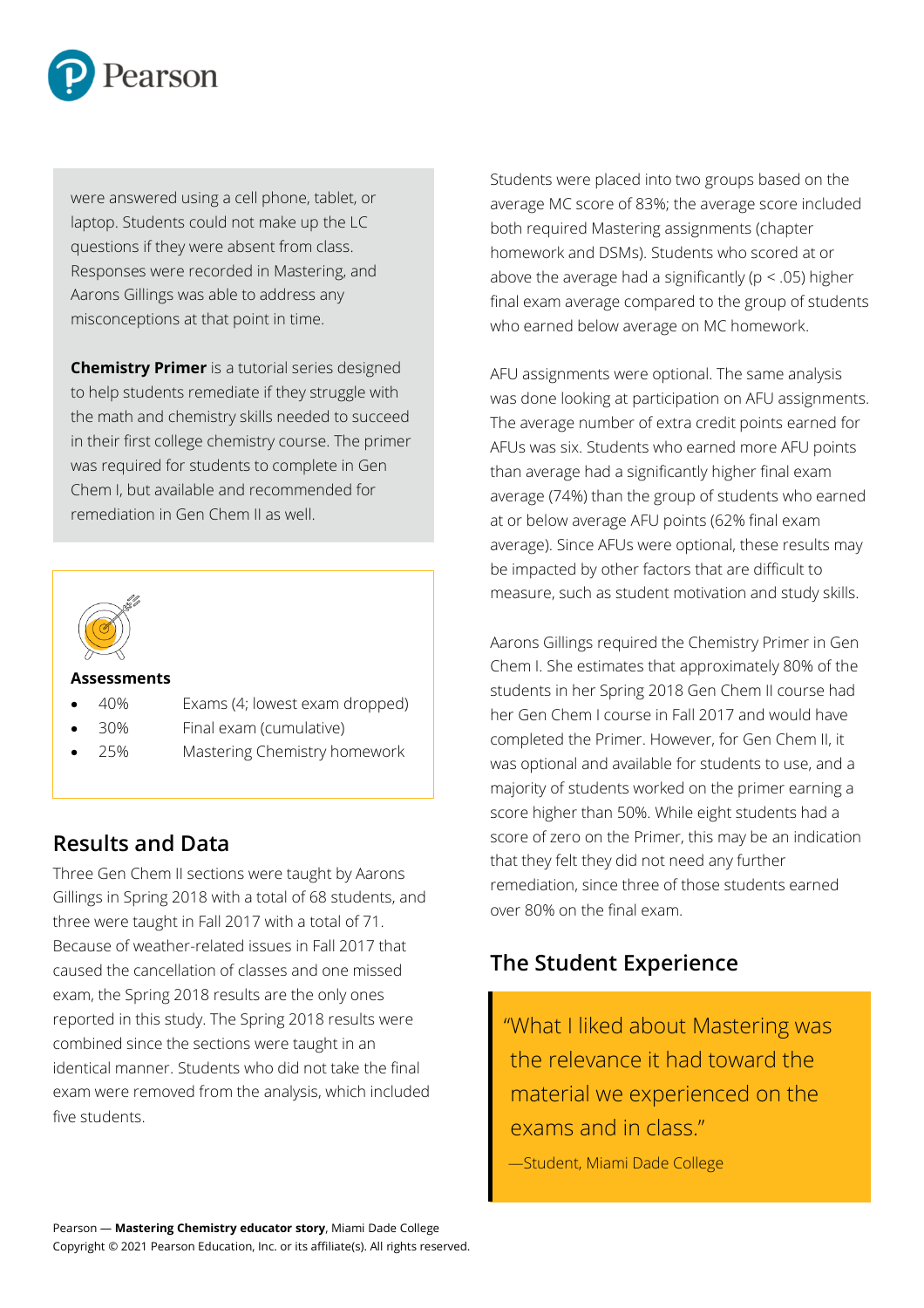were answered using a cell phone, tablet, or laptop. Students could not make up the LC questions if they were absent from class. Responses were recorded in Mastering, and Aarons Gillings was able to address any misconceptions at that point in time.

**Chemistry Primer** is a tutorial series designed to help students remediate if they struggle with the math and chemistry skills needed to succeed in their first college chemistry course. The primer was required for students to complete in Gen Chem I, but available and recommended for remediation in Gen Chem II as well.

**Assessments**

- 40% Exams (4; lowest exam dropped)
- 30% Final exam (cumulative)
- 25% Mastering Chemistry homework

## Results and Data

Three Gen Chem II sections were taught by Aarons Gillings in Spring 2018 with a total of 68 students, and three were taught in Fall 2017 with a total of 71. Because of weather-related issues in Fall 2017 that caused the cancellation of classes and one missed exam, the Spring 2018 results are the only ones reported in this study. The Spring 2018 results were combined since the sections were taught in an identical manner. Students who did not take the final exam were removed from the analysis, which included five students.

Students were placed into two groups based on the average MC score of 83%; the average score included both required Mastering assignments (chapter homework and DSMs). Students who scored at or above the average had a significantly ($p < .05$) higher final exam average compared to the group of students who earned below average on MC homework.

AFU assignments were optional. The same analysis was done looking at participation on AFU assignments. The average number of extra credit points earned for AFUs was six. Students who earned more AFU points than average had a significantly higher final exam average (74%) than the group of students who earned at or below average AFU points (62% final exam average). Since AFUs were optional, these results may be impacted by other factors that are difficult to measure, such as student motivation and study skills.

Aarons Gillings required the Chemistry Primer in Gen Chem I. She estimates that approximately 80% of the students in her Spring 2018 Gen Chem II course had her Gen Chem I course in Fall 2017 and would have completed the Primer. However, for Gen Chem II, it was optional and available for students to use, and a majority of students worked on the primer earning a score higher than 50%. While eight students had a score of zero on the Primer, this may be an indication that they felt they did not need any further remediation, since three of those students earned over 80% on the final exam.

## The Student Experience

> "What I liked about Mastering was the relevance it had toward the material we experienced on the exams and in class."
>
> —Student, Miami Dade College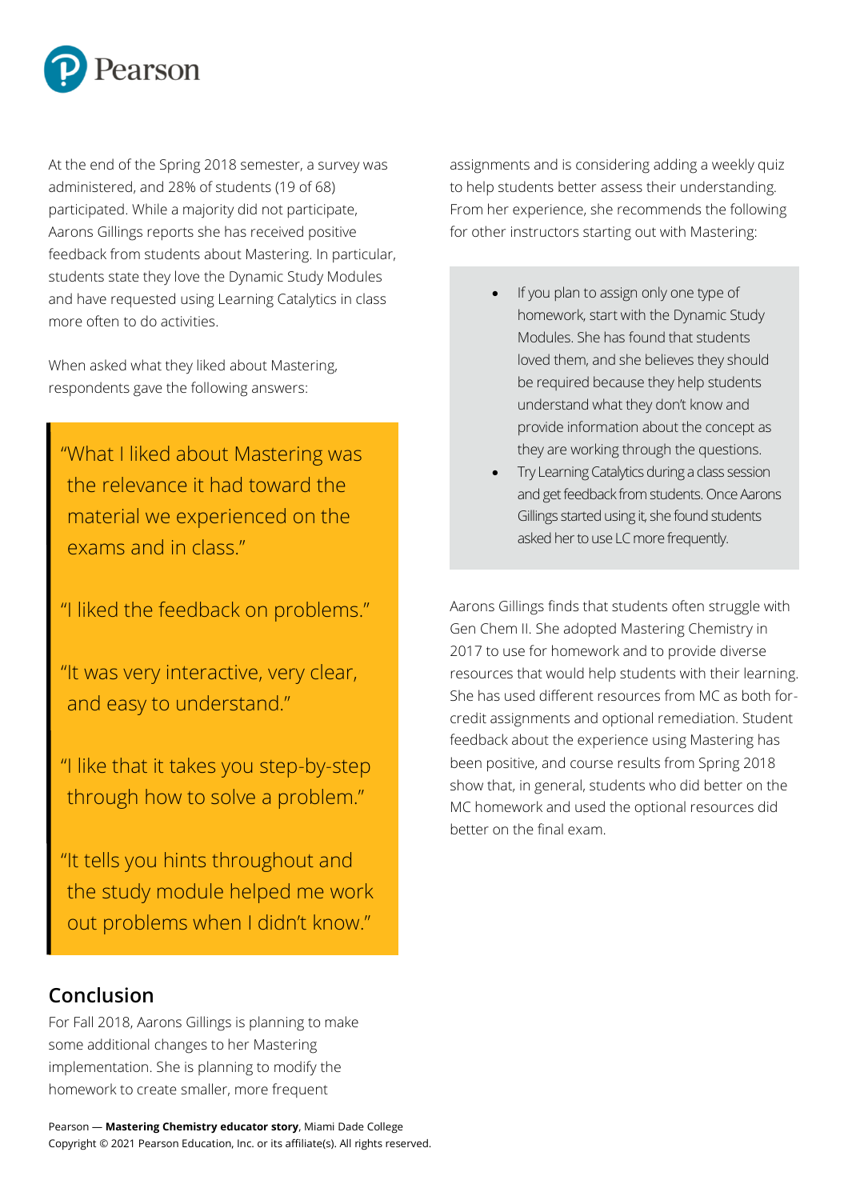At the end of the Spring 2018 semester, a survey was administered, and 28% of students (19 of 68) participated. While a majority did not participate, Aarons Gillings reports she has received positive feedback from students about Mastering. In particular, students state they love the Dynamic Study Modules and have requested using Learning Catalytics in class more often to do activities.

When asked what they liked about Mastering, respondents gave the following answers:

> "What I liked about Mastering was the relevance it had toward the material we experienced on the exams and in class."
>
> "I liked the feedback on problems."
>
> "It was very interactive, very clear, and easy to understand."
>
> "I like that it takes you step-by-step through how to solve a problem."
>
> "It tells you hints throughout and the study module helped me work out problems when I didn't know."

## Conclusion

For Fall 2018, Aarons Gillings is planning to make some additional changes to her Mastering implementation. She is planning to modify the homework to create smaller, more frequent assignments and is considering adding a weekly quiz to help students better assess their understanding. From her experience, she recommends the following for other instructors starting out with Mastering:

- If you plan to assign only one type of homework, start with the Dynamic Study Modules. She has found that students loved them, and she believes they should be required because they help students understand what they don't know and provide information about the concept as they are working through the questions.
- Try Learning Catalytics during a class session and get feedback from students. Once Aarons Gillings started using it, she found students asked her to use LC more frequently.

Aarons Gillings finds that students often struggle with Gen Chem II. She adopted Mastering Chemistry in 2017 to use for homework and to provide diverse resources that would help students with their learning. She has used different resources from MC as both for-credit assignments and optional remediation. Student feedback about the experience using Mastering has been positive, and course results from Spring 2018 show that, in general, students who did better on the MC homework and used the optional resources did better on the final exam.